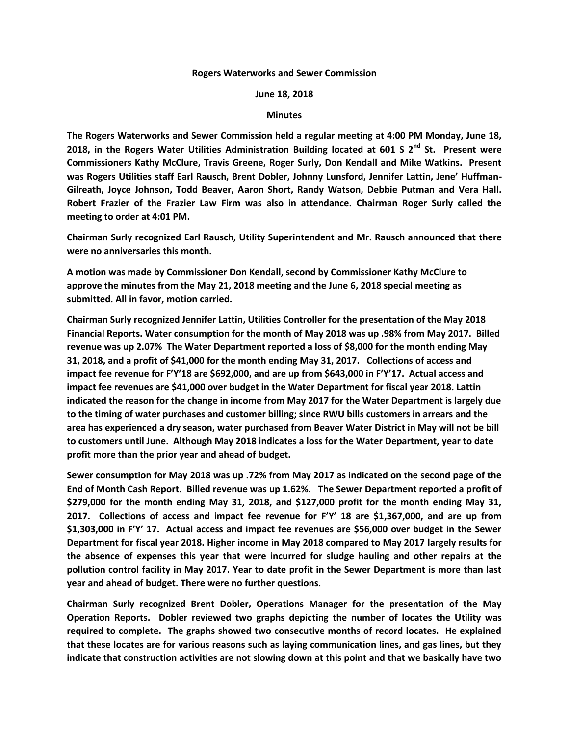**Rogers Waterworks and Sewer Commission**

**June 18, 2018**

**Minutes**

**The Rogers Waterworks and Sewer Commission held a regular meeting at 4:00 PM Monday, June 18, 2018, in the Rogers Water Utilities Administration Building located at 601 S 2nd St. Present were Commissioners Kathy McClure, Travis Greene, Roger Surly, Don Kendall and Mike Watkins. Present was Rogers Utilities staff Earl Rausch, Brent Dobler, Johnny Lunsford, Jennifer Lattin, Jene' Huffman-Gilreath, Joyce Johnson, Todd Beaver, Aaron Short, Randy Watson, Debbie Putman and Vera Hall. Robert Frazier of the Frazier Law Firm was also in attendance. Chairman Roger Surly called the meeting to order at 4:01 PM.**

**Chairman Surly recognized Earl Rausch, Utility Superintendent and Mr. Rausch announced that there were no anniversaries this month.**

**A motion was made by Commissioner Don Kendall, second by Commissioner Kathy McClure to approve the minutes from the May 21, 2018 meeting and the June 6, 2018 special meeting as submitted. All in favor, motion carried.**

**Chairman Surly recognized Jennifer Lattin, Utilities Controller for the presentation of the May 2018 Financial Reports. Water consumption for the month of May 2018 was up .98% from May 2017. Billed revenue was up 2.07% The Water Department reported a loss of $8,000 for the month ending May 31, 2018, and a profit of $41,000 for the month ending May 31, 2017. Collections of access and impact fee revenue for F'Y'18 are $692,000, and are up from $643,000 in F'Y'17. Actual access and impact fee revenues are $41,000 over budget in the Water Department for fiscal year 2018. Lattin indicated the reason for the change in income from May 2017 for the Water Department is largely due to the timing of water purchases and customer billing; since RWU bills customers in arrears and the area has experienced a dry season, water purchased from Beaver Water District in May will not be bill to customers until June. Although May 2018 indicates a loss for the Water Department, year to date profit more than the prior year and ahead of budget.**

**Sewer consumption for May 2018 was up .72% from May 2017 as indicated on the second page of the End of Month Cash Report. Billed revenue was up 1.62%. The Sewer Department reported a profit of $279,000 for the month ending May 31, 2018, and $127,000 profit for the month ending May 31, 2017. Collections of access and impact fee revenue for F'Y' 18 are $1,367,000, and are up from $1,303,000 in F'Y' 17. Actual access and impact fee revenues are $56,000 over budget in the Sewer Department for fiscal year 2018. Higher income in May 2018 compared to May 2017 largely results for the absence of expenses this year that were incurred for sludge hauling and other repairs at the pollution control facility in May 2017. Year to date profit in the Sewer Department is more than last year and ahead of budget. There were no further questions.**

**Chairman Surly recognized Brent Dobler, Operations Manager for the presentation of the May Operation Reports. Dobler reviewed two graphs depicting the number of locates the Utility was required to complete. The graphs showed two consecutive months of record locates. He explained that these locates are for various reasons such as laying communication lines, and gas lines, but they indicate that construction activities are not slowing down at this point and that we basically have two**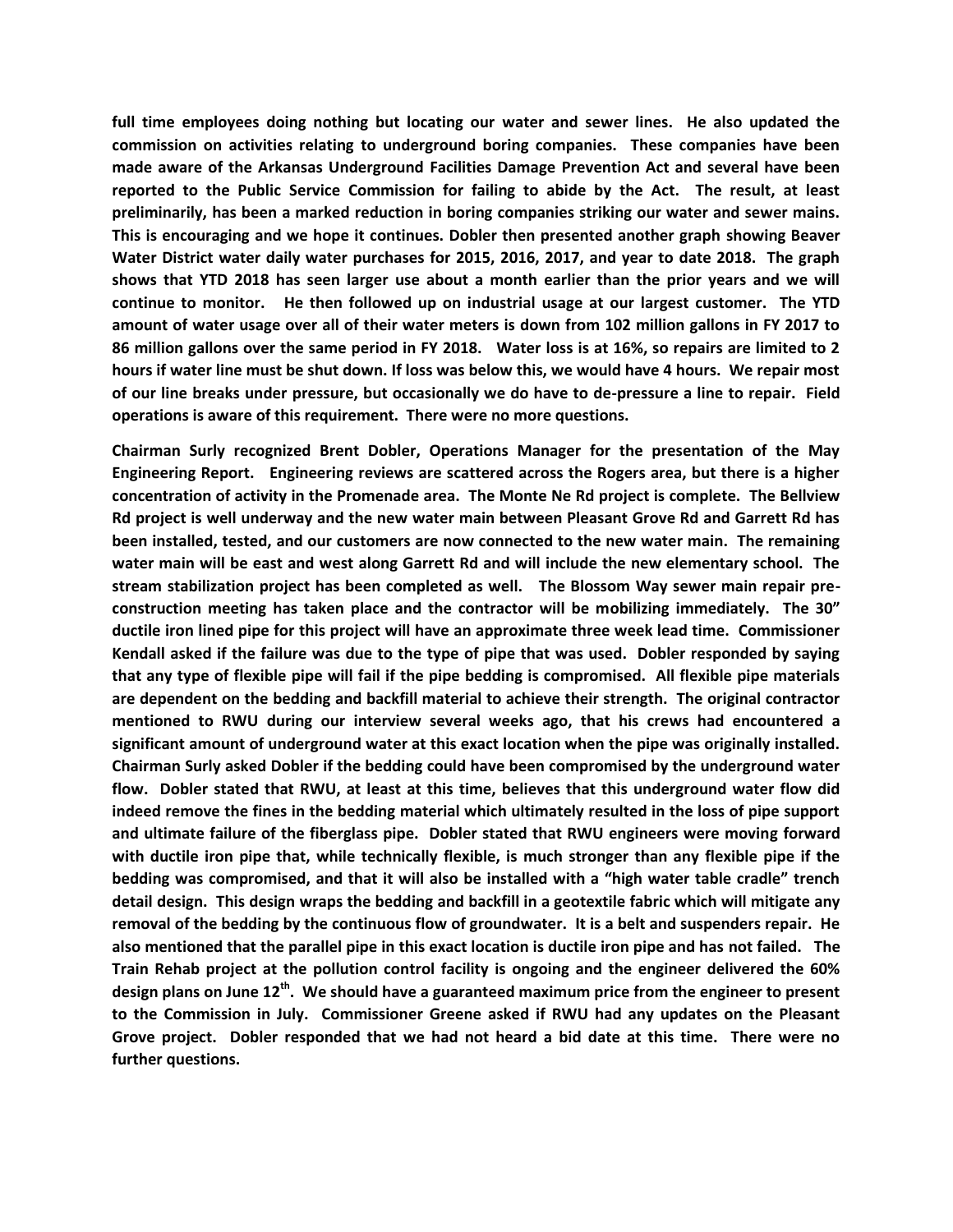**full time employees doing nothing but locating our water and sewer lines. He also updated the commission on activities relating to underground boring companies. These companies have been made aware of the Arkansas Underground Facilities Damage Prevention Act and several have been reported to the Public Service Commission for failing to abide by the Act. The result, at least preliminarily, has been a marked reduction in boring companies striking our water and sewer mains. This is encouraging and we hope it continues. Dobler then presented another graph showing Beaver Water District water daily water purchases for 2015, 2016, 2017, and year to date 2018. The graph shows that YTD 2018 has seen larger use about a month earlier than the prior years and we will continue to monitor. He then followed up on industrial usage at our largest customer. The YTD amount of water usage over all of their water meters is down from 102 million gallons in FY 2017 to 86 million gallons over the same period in FY 2018. Water loss is at 16%, so repairs are limited to 2 hours if water line must be shut down. If loss was below this, we would have 4 hours. We repair most of our line breaks under pressure, but occasionally we do have to de-pressure a line to repair. Field operations is aware of this requirement. There were no more questions.**

**Chairman Surly recognized Brent Dobler, Operations Manager for the presentation of the May Engineering Report. Engineering reviews are scattered across the Rogers area, but there is a higher concentration of activity in the Promenade area. The Monte Ne Rd project is complete. The Bellview Rd project is well underway and the new water main between Pleasant Grove Rd and Garrett Rd has been installed, tested, and our customers are now connected to the new water main. The remaining water main will be east and west along Garrett Rd and will include the new elementary school. The stream stabilization project has been completed as well. The Blossom Way sewer main repair pre-construction meeting has taken place and the contractor will be mobilizing immediately. The 30" ductile iron lined pipe for this project will have an approximate three week lead time. Commissioner Kendall asked if the failure was due to the type of pipe that was used. Dobler responded by saying that any type of flexible pipe will fail if the pipe bedding is compromised. All flexible pipe materials are dependent on the bedding and backfill material to achieve their strength. The original contractor mentioned to RWU during our interview several weeks ago, that his crews had encountered a significant amount of underground water at this exact location when the pipe was originally installed. Chairman Surly asked Dobler if the bedding could have been compromised by the underground water flow. Dobler stated that RWU, at least at this time, believes that this underground water flow did indeed remove the fines in the bedding material which ultimately resulted in the loss of pipe support and ultimate failure of the fiberglass pipe. Dobler stated that RWU engineers were moving forward with ductile iron pipe that, while technically flexible, is much stronger than any flexible pipe if the bedding was compromised, and that it will also be installed with a "high water table cradle" trench detail design. This design wraps the bedding and backfill in a geotextile fabric which will mitigate any removal of the bedding by the continuous flow of groundwater. It is a belt and suspenders repair. He also mentioned that the parallel pipe in this exact location is ductile iron pipe and has not failed. The Train Rehab project at the pollution control facility is ongoing and the engineer delivered the 60% design plans on June 12th. We should have a guaranteed maximum price from the engineer to present to the Commission in July. Commissioner Greene asked if RWU had any updates on the Pleasant Grove project. Dobler responded that we had not heard a bid date at this time. There were no further questions.**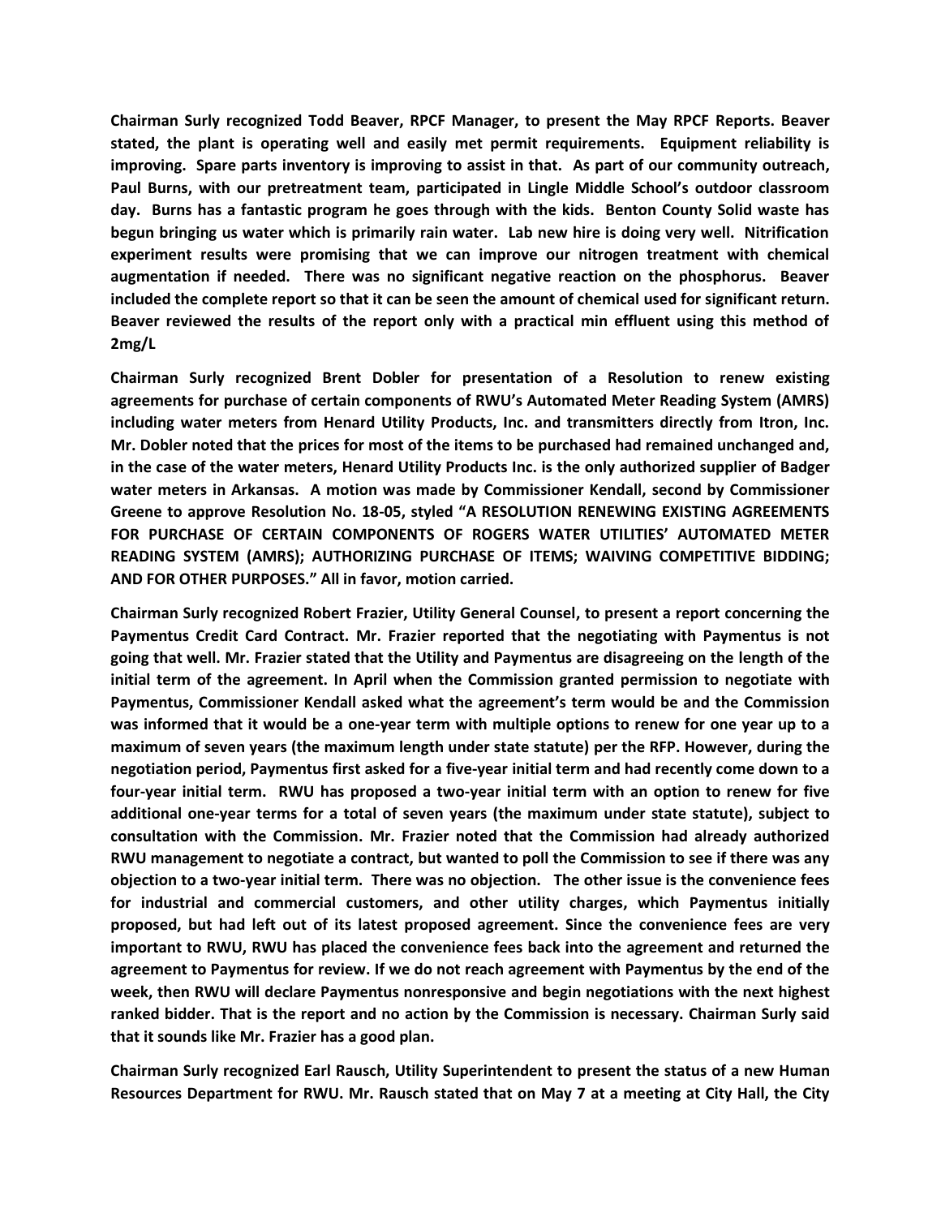**Chairman Surly recognized Todd Beaver, RPCF Manager, to present the May RPCF Reports. Beaver stated, the plant is operating well and easily met permit requirements. Equipment reliability is improving. Spare parts inventory is improving to assist in that. As part of our community outreach, Paul Burns, with our pretreatment team, participated in Lingle Middle School's outdoor classroom day. Burns has a fantastic program he goes through with the kids. Benton County Solid waste has begun bringing us water which is primarily rain water. Lab new hire is doing very well. Nitrification experiment results were promising that we can improve our nitrogen treatment with chemical augmentation if needed. There was no significant negative reaction on the phosphorus. Beaver included the complete report so that it can be seen the amount of chemical used for significant return. Beaver reviewed the results of the report only with a practical min effluent using this method of 2mg/L**

**Chairman Surly recognized Brent Dobler for presentation of a Resolution to renew existing agreements for purchase of certain components of RWU's Automated Meter Reading System (AMRS) including water meters from Henard Utility Products, Inc. and transmitters directly from Itron, Inc. Mr. Dobler noted that the prices for most of the items to be purchased had remained unchanged and, in the case of the water meters, Henard Utility Products Inc. is the only authorized supplier of Badger water meters in Arkansas. A motion was made by Commissioner Kendall, second by Commissioner Greene to approve Resolution No. 18-05, styled "A RESOLUTION RENEWING EXISTING AGREEMENTS FOR PURCHASE OF CERTAIN COMPONENTS OF ROGERS WATER UTILITIES' AUTOMATED METER READING SYSTEM (AMRS); AUTHORIZING PURCHASE OF ITEMS; WAIVING COMPETITIVE BIDDING; AND FOR OTHER PURPOSES." All in favor, motion carried.**

**Chairman Surly recognized Robert Frazier, Utility General Counsel, to present a report concerning the Paymentus Credit Card Contract. Mr. Frazier reported that the negotiating with Paymentus is not going that well. Mr. Frazier stated that the Utility and Paymentus are disagreeing on the length of the initial term of the agreement. In April when the Commission granted permission to negotiate with Paymentus, Commissioner Kendall asked what the agreement's term would be and the Commission was informed that it would be a one-year term with multiple options to renew for one year up to a maximum of seven years (the maximum length under state statute) per the RFP. However, during the negotiation period, Paymentus first asked for a five-year initial term and had recently come down to a four-year initial term. RWU has proposed a two-year initial term with an option to renew for five additional one-year terms for a total of seven years (the maximum under state statute), subject to consultation with the Commission. Mr. Frazier noted that the Commission had already authorized RWU management to negotiate a contract, but wanted to poll the Commission to see if there was any objection to a two-year initial term. There was no objection. The other issue is the convenience fees for industrial and commercial customers, and other utility charges, which Paymentus initially proposed, but had left out of its latest proposed agreement. Since the convenience fees are very important to RWU, RWU has placed the convenience fees back into the agreement and returned the agreement to Paymentus for review. If we do not reach agreement with Paymentus by the end of the week, then RWU will declare Paymentus nonresponsive and begin negotiations with the next highest ranked bidder. That is the report and no action by the Commission is necessary. Chairman Surly said that it sounds like Mr. Frazier has a good plan.**

**Chairman Surly recognized Earl Rausch, Utility Superintendent to present the status of a new Human Resources Department for RWU. Mr. Rausch stated that on May 7 at a meeting at City Hall, the City**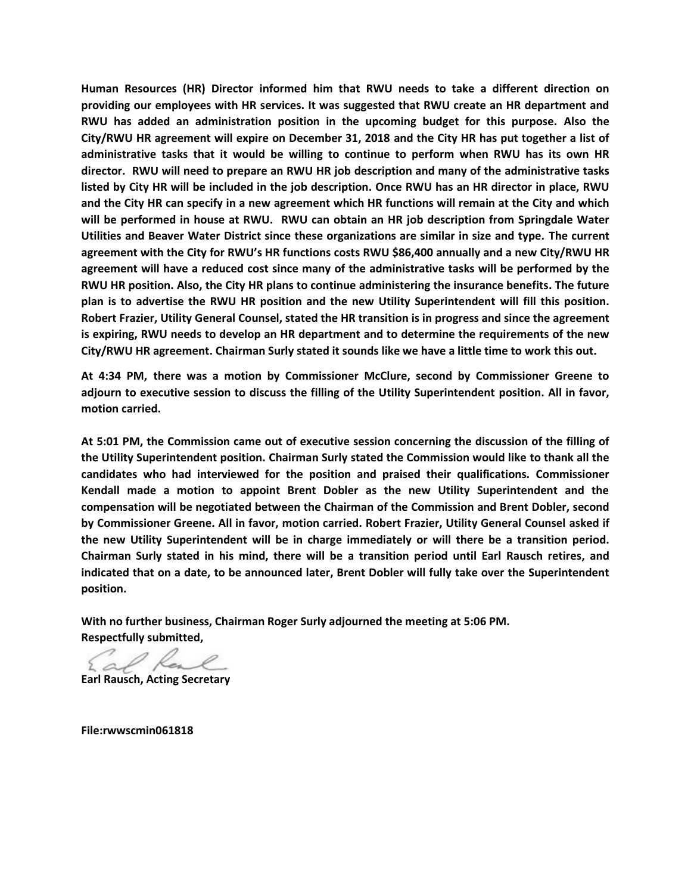**Human Resources (HR) Director informed him that RWU needs to take a different direction on providing our employees with HR services. It was suggested that RWU create an HR department and RWU has added an administration position in the upcoming budget for this purpose. Also the City/RWU HR agreement will expire on December 31, 2018 and the City HR has put together a list of administrative tasks that it would be willing to continue to perform when RWU has its own HR director. RWU will need to prepare an RWU HR job description and many of the administrative tasks listed by City HR will be included in the job description. Once RWU has an HR director in place, RWU and the City HR can specify in a new agreement which HR functions will remain at the City and which will be performed in house at RWU. RWU can obtain an HR job description from Springdale Water Utilities and Beaver Water District since these organizations are similar in size and type. The current agreement with the City for RWU's HR functions costs RWU $86,400 annually and a new City/RWU HR agreement will have a reduced cost since many of the administrative tasks will be performed by the RWU HR position. Also, the City HR plans to continue administering the insurance benefits. The future plan is to advertise the RWU HR position and the new Utility Superintendent will fill this position. Robert Frazier, Utility General Counsel, stated the HR transition is in progress and since the agreement is expiring, RWU needs to develop an HR department and to determine the requirements of the new City/RWU HR agreement. Chairman Surly stated it sounds like we have a little time to work this out.**

**At 4:34 PM, there was a motion by Commissioner McClure, second by Commissioner Greene to adjourn to executive session to discuss the filling of the Utility Superintendent position. All in favor, motion carried.**

**At 5:01 PM, the Commission came out of executive session concerning the discussion of the filling of the Utility Superintendent position. Chairman Surly stated the Commission would like to thank all the candidates who had interviewed for the position and praised their qualifications. Commissioner Kendall made a motion to appoint Brent Dobler as the new Utility Superintendent and the compensation will be negotiated between the Chairman of the Commission and Brent Dobler, second by Commissioner Greene. All in favor, motion carried. Robert Frazier, Utility General Counsel asked if the new Utility Superintendent will be in charge immediately or will there be a transition period. Chairman Surly stated in his mind, there will be a transition period until Earl Rausch retires, and indicated that on a date, to be announced later, Brent Dobler will fully take over the Superintendent position.**

**With no further business, Chairman Roger Surly adjourned the meeting at 5:06 PM.**
**Respectfully submitted,**

**Earl Rausch, Acting Secretary**

**File:rwwscmin061818**